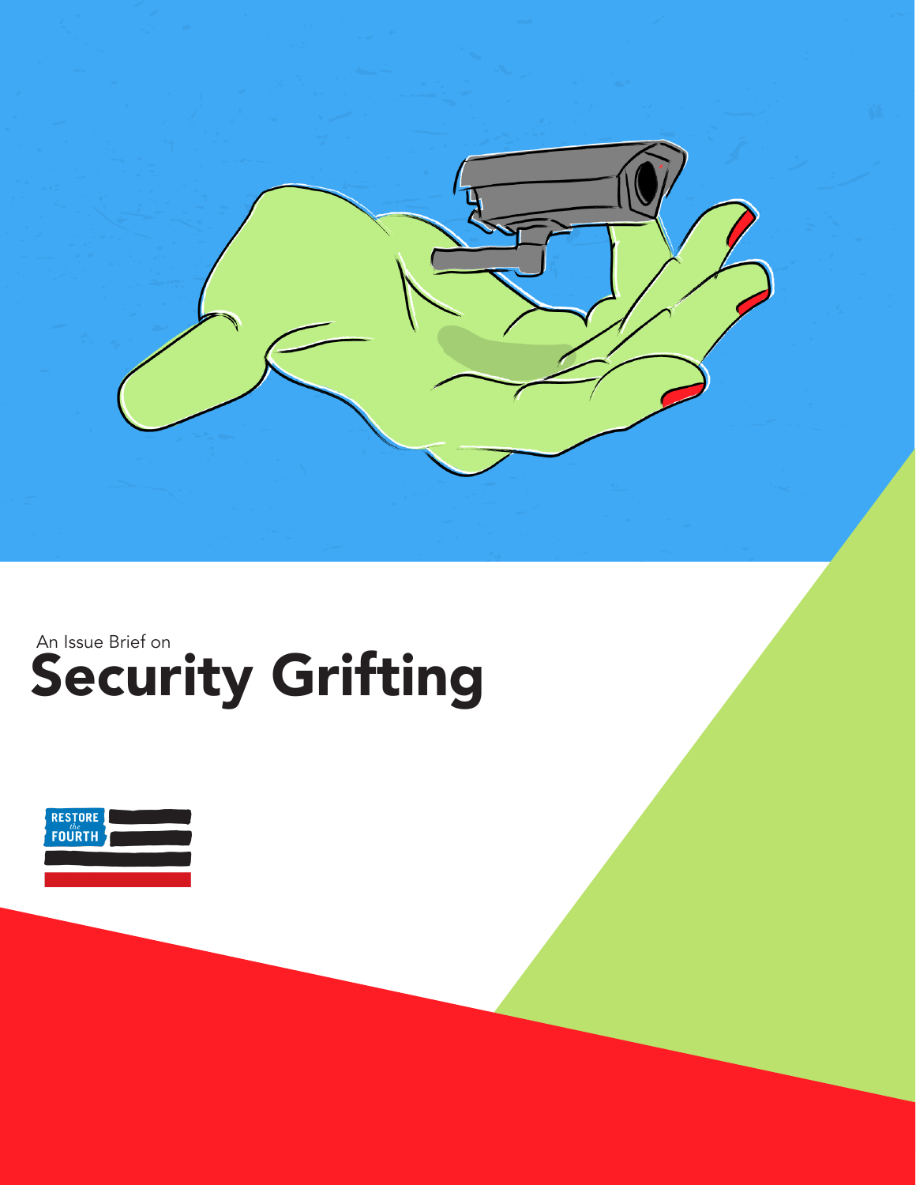An Issue Brief on

# Security Grifting

RESTORE *the* FOURTH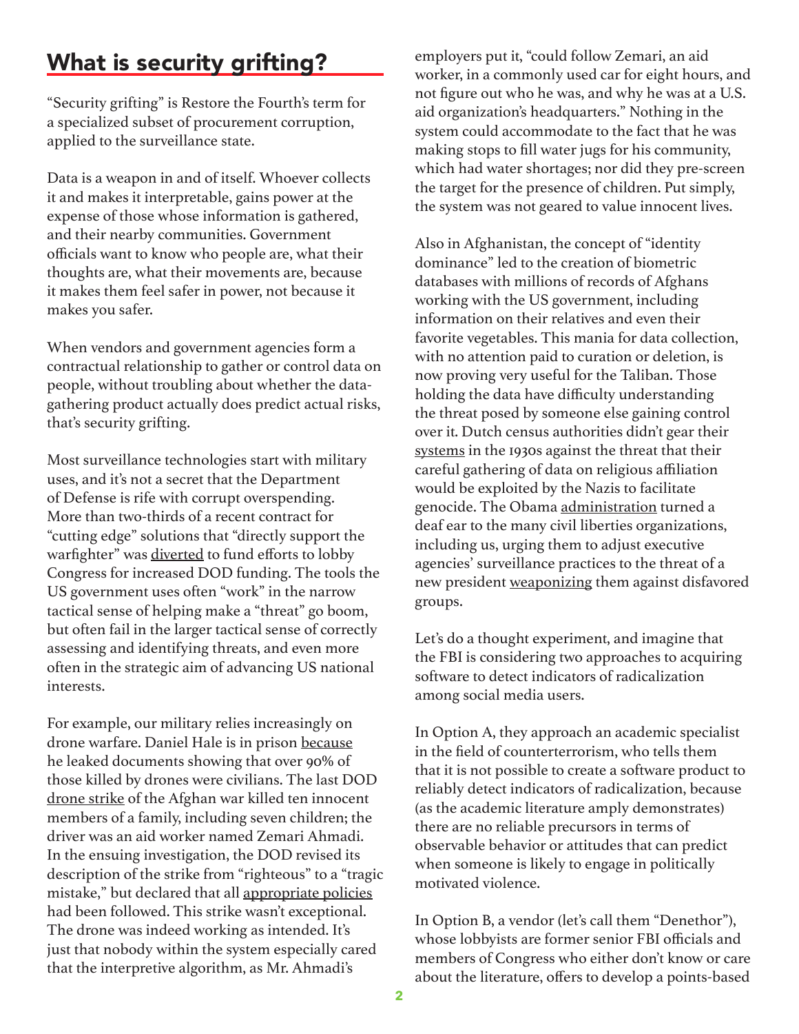## What is security grifting?

"Security grifting" is Restore the Fourth's term for a specialized subset of procurement corruption, applied to the surveillance state.

Data is a weapon in and of itself. Whoever collects it and makes it interpretable, gains power at the expense of those whose information is gathered, and their nearby communities. Government officials want to know who people are, what their thoughts are, what their movements are, because it makes them feel safer in power, not because it makes you safer.

When vendors and government agencies form a contractual relationship to gather or control data on people, without troubling about whether the data-gathering product actually does predict actual risks, that's security grifting.

Most surveillance technologies start with military uses, and it's not a secret that the Department of Defense is rife with corrupt overspending. More than two-thirds of a recent contract for "cutting edge" solutions that "directly support the warfighter" was diverted to fund efforts to lobby Congress for increased DOD funding. The tools the US government uses often "work" in the narrow tactical sense of helping make a "threat" go boom, but often fail in the larger tactical sense of correctly assessing and identifying threats, and even more often in the strategic aim of advancing US national interests.

For example, our military relies increasingly on drone warfare. Daniel Hale is in prison because he leaked documents showing that over 90% of those killed by drones were civilians. The last DOD drone strike of the Afghan war killed ten innocent members of a family, including seven children; the driver was an aid worker named Zemari Ahmadi. In the ensuing investigation, the DOD revised its description of the strike from "righteous" to a "tragic mistake," but declared that all appropriate policies had been followed. This strike wasn't exceptional. The drone was indeed working as intended. It's just that nobody within the system especially cared that the interpretive algorithm, as Mr. Ahmadi's employers put it, "could follow Zemari, an aid worker, in a commonly used car for eight hours, and not figure out who he was, and why he was at a U.S. aid organization's headquarters." Nothing in the system could accommodate to the fact that he was making stops to fill water jugs for his community, which had water shortages; nor did they pre-screen the target for the presence of children. Put simply, the system was not geared to value innocent lives.

Also in Afghanistan, the concept of "identity dominance" led to the creation of biometric databases with millions of records of Afghans working with the US government, including information on their relatives and even their favorite vegetables. This mania for data collection, with no attention paid to curation or deletion, is now proving very useful for the Taliban. Those holding the data have difficulty understanding the threat posed by someone else gaining control over it. Dutch census authorities didn't gear their systems in the 1930s against the threat that their careful gathering of data on religious affiliation would be exploited by the Nazis to facilitate genocide. The Obama administration turned a deaf ear to the many civil liberties organizations, including us, urging them to adjust executive agencies' surveillance practices to the threat of a new president weaponizing them against disfavored groups.

Let's do a thought experiment, and imagine that the FBI is considering two approaches to acquiring software to detect indicators of radicalization among social media users.

In Option A, they approach an academic specialist in the field of counterterrorism, who tells them that it is not possible to create a software product to reliably detect indicators of radicalization, because (as the academic literature amply demonstrates) there are no reliable precursors in terms of observable behavior or attitudes that can predict when someone is likely to engage in politically motivated violence.

In Option B, a vendor (let's call them "Denethor"), whose lobbyists are former senior FBI officials and members of Congress who either don't know or care about the literature, offers to develop a points-based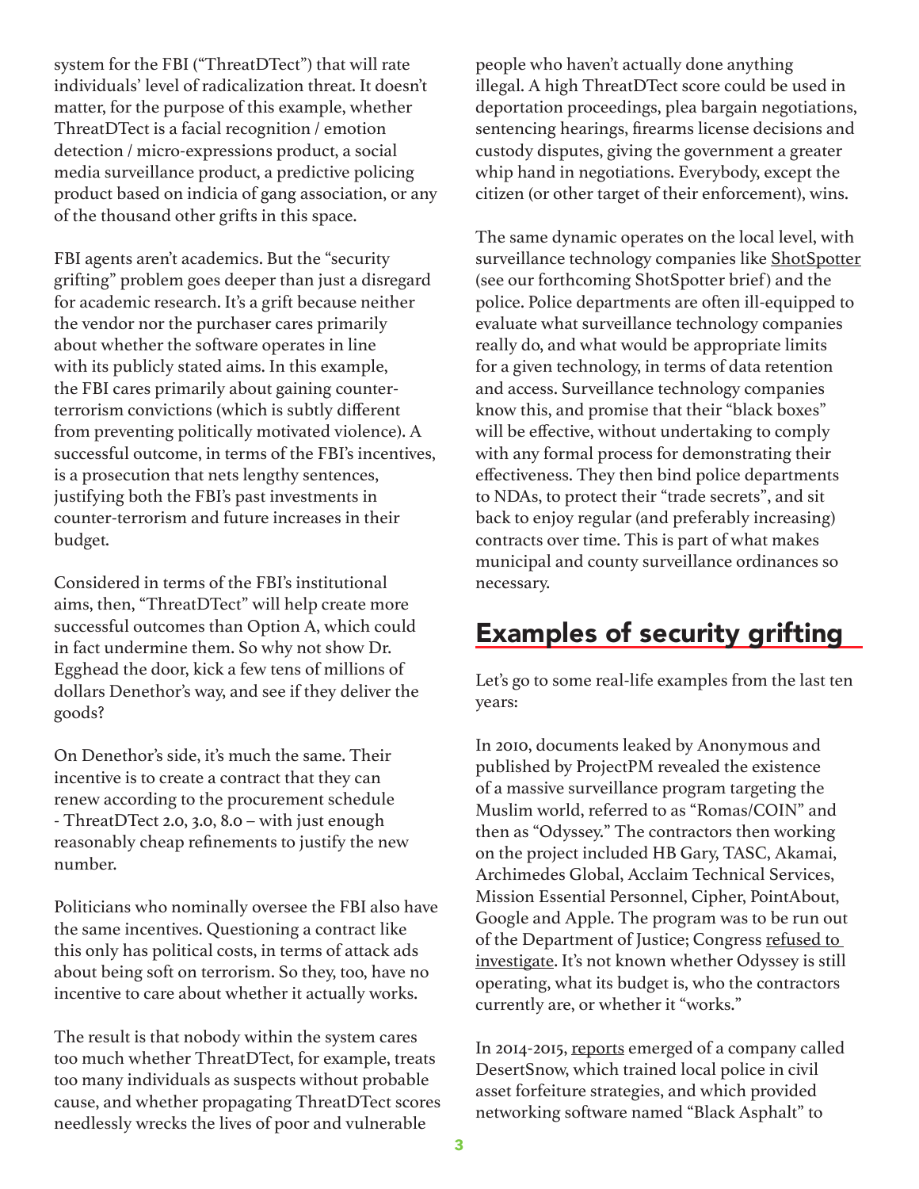system for the FBI ("ThreatDTect") that will rate individuals' level of radicalization threat. It doesn't matter, for the purpose of this example, whether ThreatDTect is a facial recognition / emotion detection / micro-expressions product, a social media surveillance product, a predictive policing product based on indicia of gang association, or any of the thousand other grifts in this space.

FBI agents aren't academics. But the "security grifting" problem goes deeper than just a disregard for academic research. It's a grift because neither the vendor nor the purchaser cares primarily about whether the software operates in line with its publicly stated aims. In this example, the FBI cares primarily about gaining counter-terrorism convictions (which is subtly different from preventing politically motivated violence). A successful outcome, in terms of the FBI's incentives, is a prosecution that nets lengthy sentences, justifying both the FBI's past investments in counter-terrorism and future increases in their budget.

Considered in terms of the FBI's institutional aims, then, "ThreatDTect" will help create more successful outcomes than Option A, which could in fact undermine them. So why not show Dr. Egghead the door, kick a few tens of millions of dollars Denethor's way, and see if they deliver the goods?

On Denethor's side, it's much the same. Their incentive is to create a contract that they can renew according to the procurement schedule - ThreatDTect 2.0, 3.0, 8.0 – with just enough reasonably cheap refinements to justify the new number.

Politicians who nominally oversee the FBI also have the same incentives. Questioning a contract like this only has political costs, in terms of attack ads about being soft on terrorism. So they, too, have no incentive to care about whether it actually works.

The result is that nobody within the system cares too much whether ThreatDTect, for example, treats too many individuals as suspects without probable cause, and whether propagating ThreatDTect scores needlessly wrecks the lives of poor and vulnerable people who haven't actually done anything illegal. A high ThreatDTect score could be used in deportation proceedings, plea bargain negotiations, sentencing hearings, firearms license decisions and custody disputes, giving the government a greater whip hand in negotiations. Everybody, except the citizen (or other target of their enforcement), wins.

The same dynamic operates on the local level, with surveillance technology companies like ShotSpotter (see our forthcoming ShotSpotter brief) and the police. Police departments are often ill-equipped to evaluate what surveillance technology companies really do, and what would be appropriate limits for a given technology, in terms of data retention and access. Surveillance technology companies know this, and promise that their "black boxes" will be effective, without undertaking to comply with any formal process for demonstrating their effectiveness. They then bind police departments to NDAs, to protect their "trade secrets", and sit back to enjoy regular (and preferably increasing) contracts over time. This is part of what makes municipal and county surveillance ordinances so necessary.

## Examples of security grifting

Let's go to some real-life examples from the last ten years:

In 2010, documents leaked by Anonymous and published by ProjectPM revealed the existence of a massive surveillance program targeting the Muslim world, referred to as "Romas/COIN" and then as "Odyssey." The contractors then working on the project included HB Gary, TASC, Akamai, Archimedes Global, Acclaim Technical Services, Mission Essential Personnel, Cipher, PointAbout, Google and Apple. The program was to be run out of the Department of Justice; Congress refused to investigate. It's not known whether Odyssey is still operating, what its budget is, who the contractors currently are, or whether it "works."

In 2014-2015, reports emerged of a company called DesertSnow, which trained local police in civil asset forfeiture strategies, and which provided networking software named "Black Asphalt" to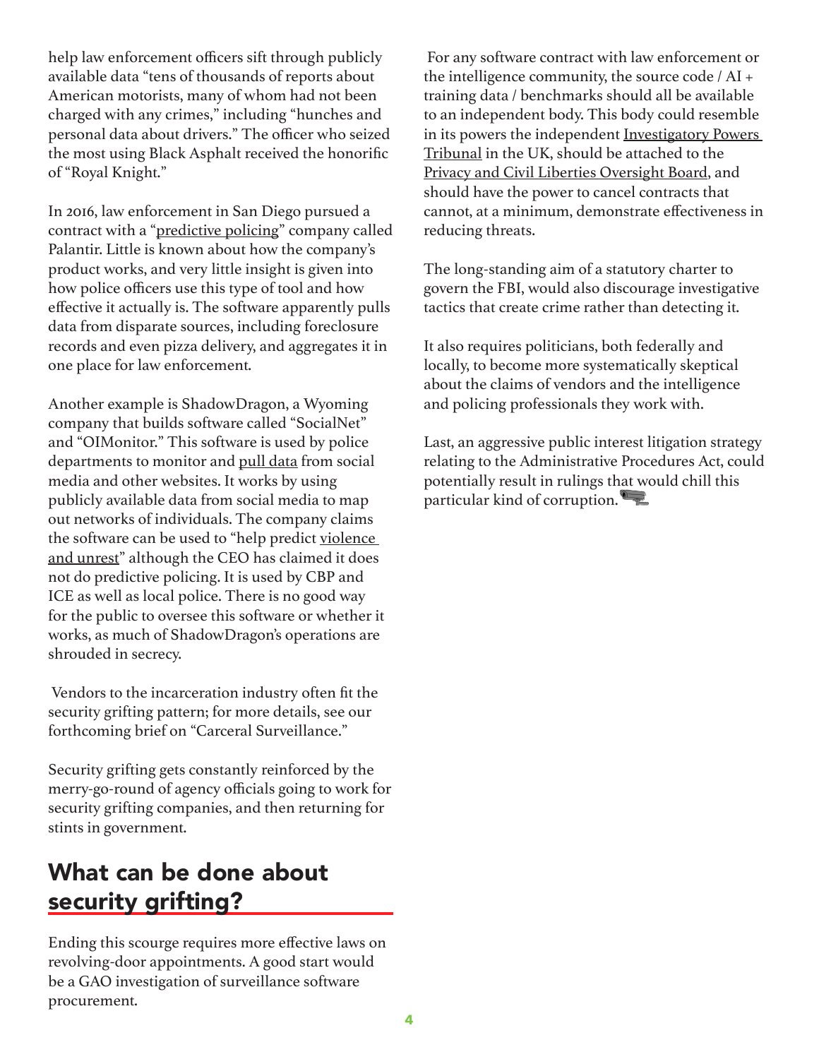help law enforcement officers sift through publicly available data "tens of thousands of reports about American motorists, many of whom had not been charged with any crimes," including "hunches and personal data about drivers." The officer who seized the most using Black Asphalt received the honorific of "Royal Knight."

In 2016, law enforcement in San Diego pursued a contract with a "predictive policing" company called Palantir. Little is known about how the company's product works, and very little insight is given into how police officers use this type of tool and how effective it actually is. The software apparently pulls data from disparate sources, including foreclosure records and even pizza delivery, and aggregates it in one place for law enforcement.

Another example is ShadowDragon, a Wyoming company that builds software called "SocialNet" and "OIMonitor." This software is used by police departments to monitor and pull data from social media and other websites. It works by using publicly available data from social media to map out networks of individuals. The company claims the software can be used to "help predict violence and unrest" although the CEO has claimed it does not do predictive policing. It is used by CBP and ICE as well as local police. There is no good way for the public to oversee this software or whether it works, as much of ShadowDragon's operations are shrouded in secrecy.

Vendors to the incarceration industry often fit the security grifting pattern; for more details, see our forthcoming brief on "Carceral Surveillance."

Security grifting gets constantly reinforced by the merry-go-round of agency officials going to work for security grifting companies, and then returning for stints in government.

## What can be done about security grifting?

Ending this scourge requires more effective laws on revolving-door appointments. A good start would be a GAO investigation of surveillance software procurement.

For any software contract with law enforcement or the intelligence community, the source code / AI + training data / benchmarks should all be available to an independent body. This body could resemble in its powers the independent Investigatory Powers Tribunal in the UK, should be attached to the Privacy and Civil Liberties Oversight Board, and should have the power to cancel contracts that cannot, at a minimum, demonstrate effectiveness in reducing threats.

The long-standing aim of a statutory charter to govern the FBI, would also discourage investigative tactics that create crime rather than detecting it.

It also requires politicians, both federally and locally, to become more systematically skeptical about the claims of vendors and the intelligence and policing professionals they work with.

Last, an aggressive public interest litigation strategy relating to the Administrative Procedures Act, could potentially result in rulings that would chill this particular kind of corruption.